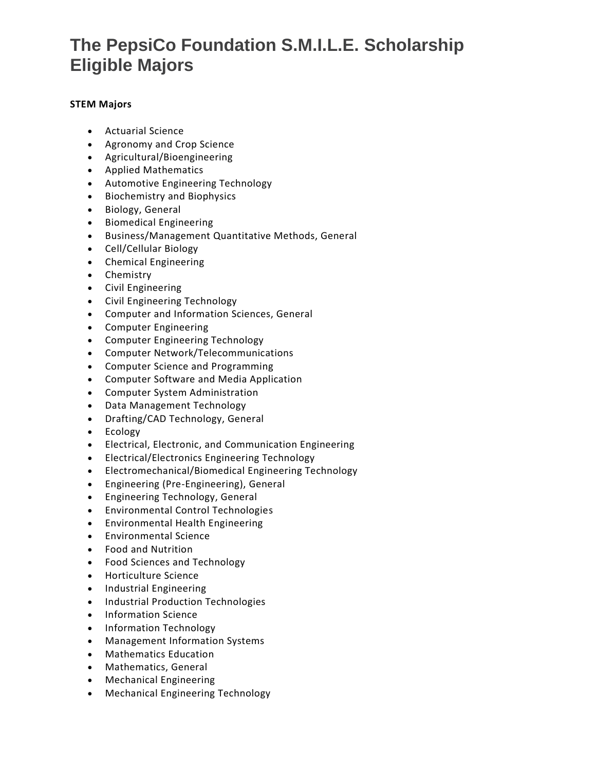# The PepsiCo Foundation S.M.I.L.E. Scholarship Eligible Majors

**STEM Majors**

- Actuarial Science
- Agronomy and Crop Science
- Agricultural/Bioengineering
- Applied Mathematics
- Automotive Engineering Technology
- Biochemistry and Biophysics
- Biology, General
- Biomedical Engineering
- Business/Management Quantitative Methods, General
- Cell/Cellular Biology
- Chemical Engineering
- Chemistry
- Civil Engineering
- Civil Engineering Technology
- Computer and Information Sciences, General
- Computer Engineering
- Computer Engineering Technology
- Computer Network/Telecommunications
- Computer Science and Programming
- Computer Software and Media Application
- Computer System Administration
- Data Management Technology
- Drafting/CAD Technology, General
- Ecology
- Electrical, Electronic, and Communication Engineering
- Electrical/Electronics Engineering Technology
- Electromechanical/Biomedical Engineering Technology
- Engineering (Pre-Engineering), General
- Engineering Technology, General
- Environmental Control Technologies
- Environmental Health Engineering
- Environmental Science
- Food and Nutrition
- Food Sciences and Technology
- Horticulture Science
- Industrial Engineering
- Industrial Production Technologies
- Information Science
- Information Technology
- Management Information Systems
- Mathematics Education
- Mathematics, General
- Mechanical Engineering
- Mechanical Engineering Technology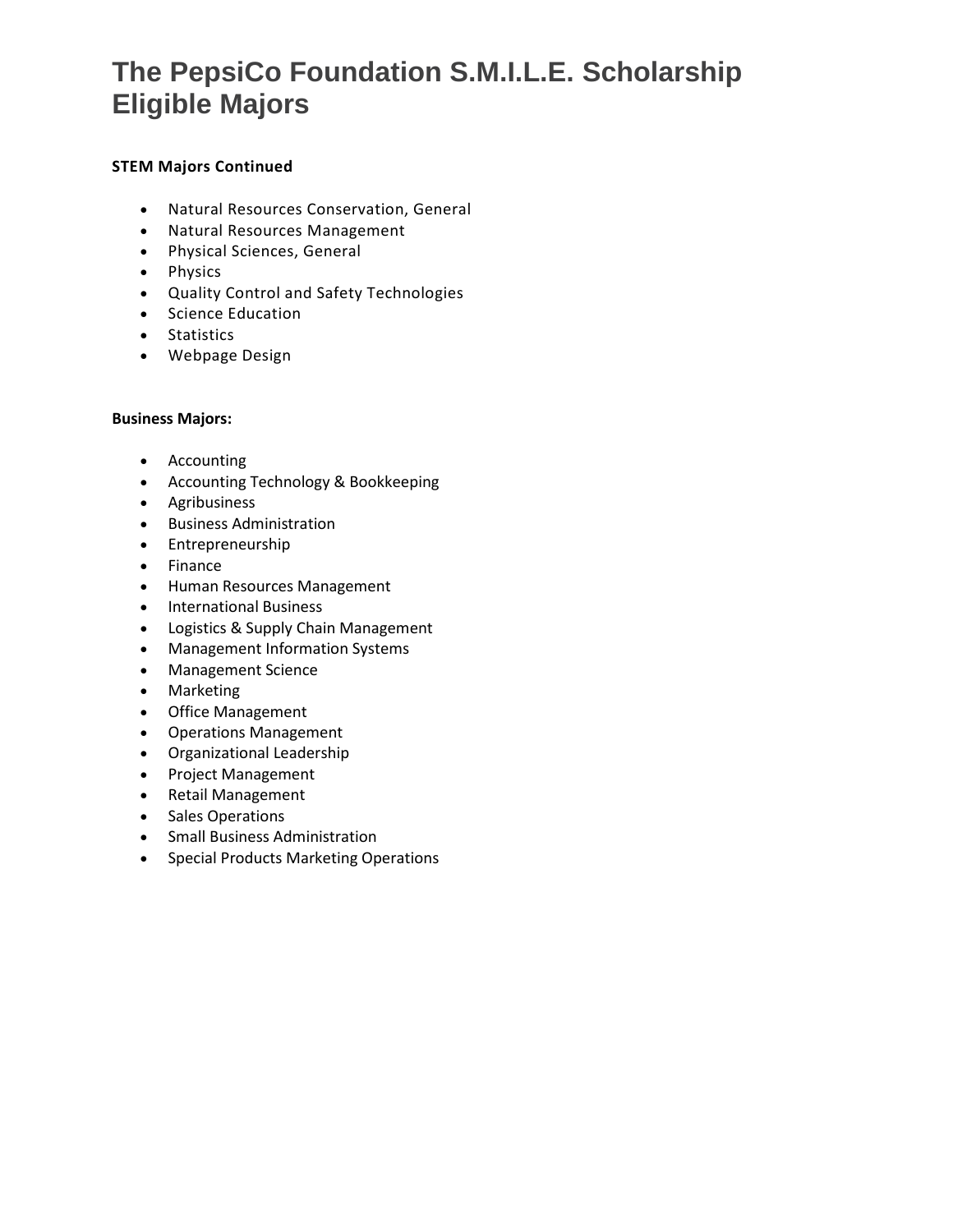# The PepsiCo Foundation S.M.I.L.E. Scholarship Eligible Majors

**STEM Majors Continued**

- Natural Resources Conservation, General
- Natural Resources Management
- Physical Sciences, General
- Physics
- Quality Control and Safety Technologies
- Science Education
- Statistics
- Webpage Design

**Business Majors:**

- Accounting
- Accounting Technology & Bookkeeping
- Agribusiness
- Business Administration
- Entrepreneurship
- Finance
- Human Resources Management
- International Business
- Logistics & Supply Chain Management
- Management Information Systems
- Management Science
- Marketing
- Office Management
- Operations Management
- Organizational Leadership
- Project Management
- Retail Management
- Sales Operations
- Small Business Administration
- Special Products Marketing Operations